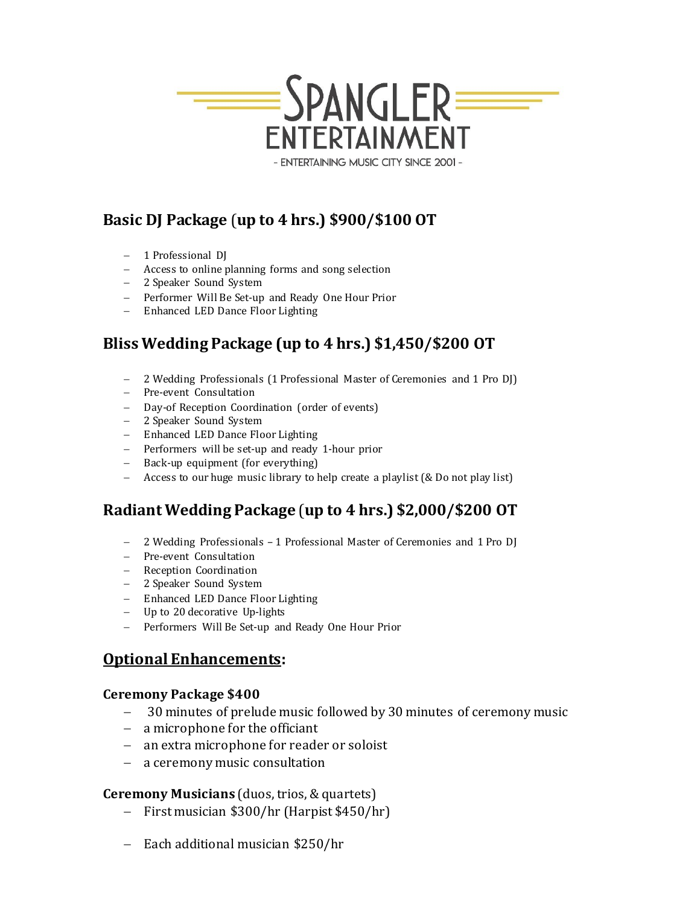# SPANGLER ENTERTAINMENT

- ENTERTAINING MUSIC CITY SINCE 2001 -

## Basic DJ Package (up to 4 hrs.) $900/$100 OT

- 1 Professional DJ
- Access to online planning forms and song selection
- 2 Speaker Sound System
- Performer Will Be Set-up and Ready One Hour Prior
- Enhanced LED Dance Floor Lighting

## Bliss Wedding Package (up to 4 hrs.) $1,450/$200 OT

- 2 Wedding Professionals (1 Professional Master of Ceremonies and 1 Pro DJ)
- Pre-event Consultation
- Day-of Reception Coordination (order of events)
- 2 Speaker Sound System
- Enhanced LED Dance Floor Lighting
- Performers will be set-up and ready 1-hour prior
- Back-up equipment (for everything)
- Access to our huge music library to help create a playlist (& Do not play list)

## Radiant Wedding Package (up to 4 hrs.) $2,000/$200 OT

- 2 Wedding Professionals – 1 Professional Master of Ceremonies and 1 Pro DJ
- Pre-event Consultation
- Reception Coordination
- 2 Speaker Sound System
- Enhanced LED Dance Floor Lighting
- Up to 20 decorative Up-lights
- Performers Will Be Set-up and Ready One Hour Prior

## Optional Enhancements:

### Ceremony Package $400

- 30 minutes of prelude music followed by 30 minutes of ceremony music
- a microphone for the officiant
- an extra microphone for reader or soloist
- a ceremony music consultation

### Ceremony Musicians (duos, trios, & quartets)

- First musician $300/hr (Harpist $450/hr)
- Each additional musician $250/hr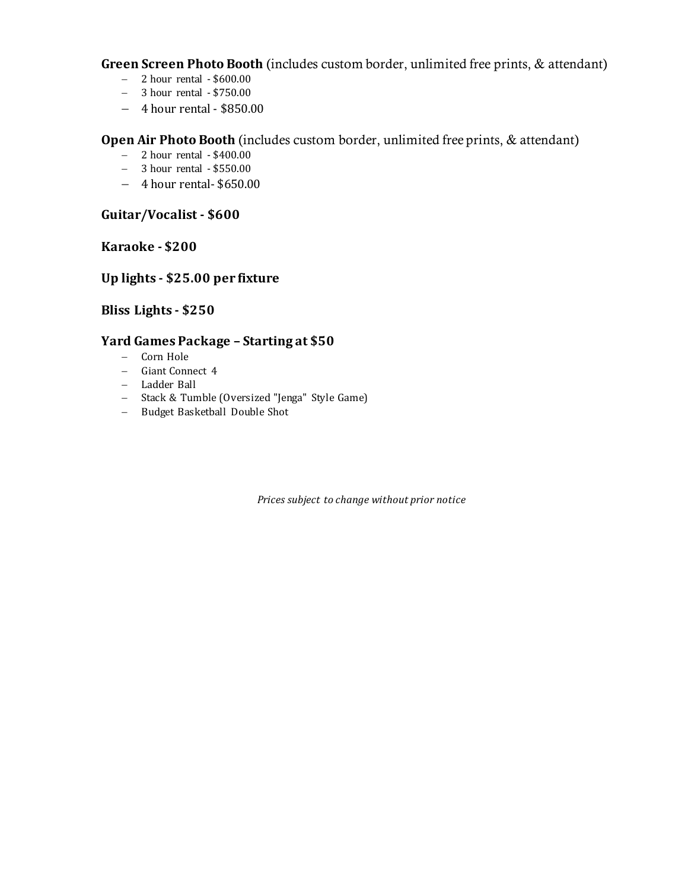**Green Screen Photo Booth** (includes custom border, unlimited free prints, & attendant)

- 2 hour rental - $600.00
- 3 hour rental - $750.00
- 4 hour rental - $850.00

**Open Air Photo Booth** (includes custom border, unlimited free prints, & attendant)

- 2 hour rental - $400.00
- 3 hour rental - $550.00
- 4 hour rental- $650.00

**Guitar/Vocalist - $600**

**Karaoke - $200**

**Up lights - $25.00 per fixture**

**Bliss Lights - $250**

**Yard Games Package – Starting at $50**

- Corn Hole
- Giant Connect 4
- Ladder Ball
- Stack & Tumble (Oversized "Jenga" Style Game)
- Budget Basketball Double Shot

*Prices subject to change without prior notice*